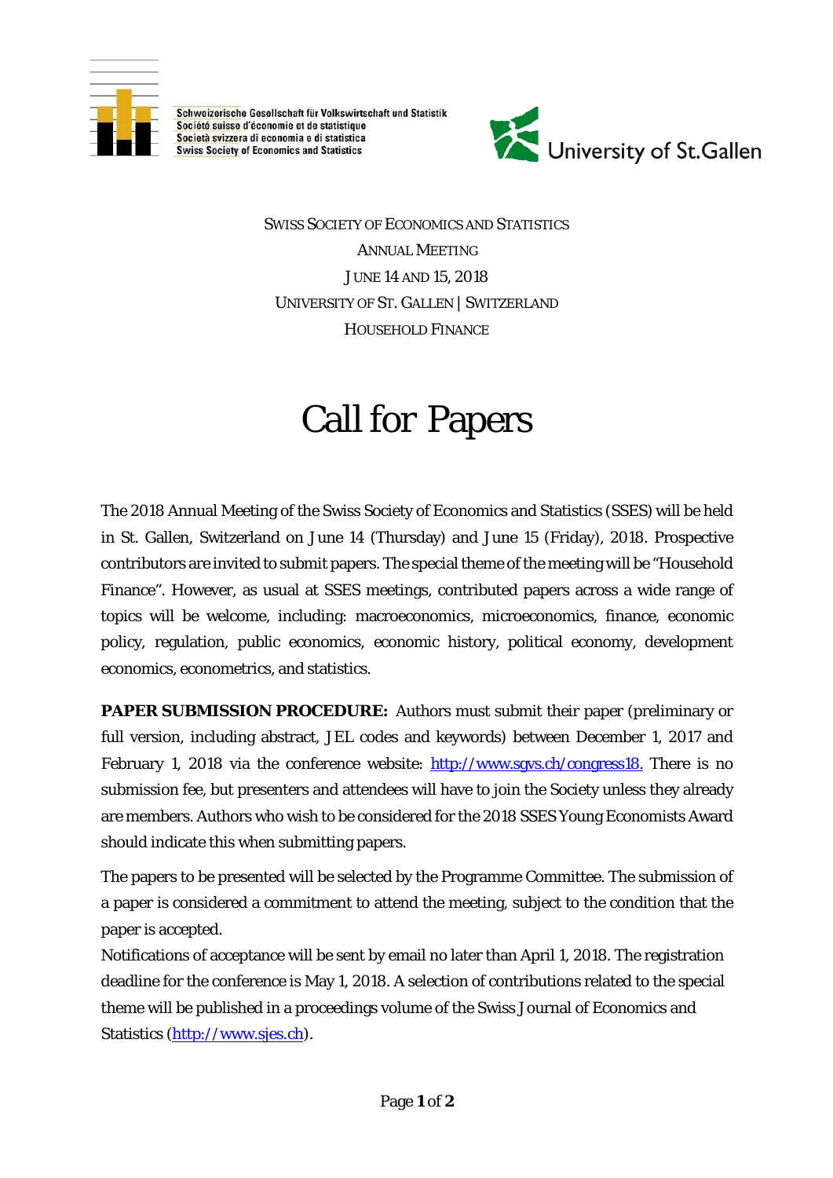Schweizerische Gesellschaft für Volkswirtschaft und Statistik
Société suisse d'économie et de statistique
Società svizzera di economia e di statistica
Swiss Society of Economics and Statistics

University of St.Gallen

SWISS SOCIETY OF ECONOMICS AND STATISTICS
ANNUAL MEETING
JUNE 14 AND 15, 2018
UNIVERSITY OF ST. GALLEN | SWITZERLAND
HOUSEHOLD FINANCE

# Call for Papers

The 2018 Annual Meeting of the Swiss Society of Economics and Statistics (SSES) will be held in St. Gallen, Switzerland on June 14 (Thursday) and June 15 (Friday), 2018. Prospective contributors are invited to submit papers. The special theme of the meeting will be "Household Finance". However, as usual at SSES meetings, contributed papers across a wide range of topics will be welcome, including: macroeconomics, microeconomics, finance, economic policy, regulation, public economics, economic history, political economy, development economics, econometrics, and statistics.

**PAPER SUBMISSION PROCEDURE:** Authors must submit their paper (preliminary or full version, including abstract, JEL codes and keywords) between December 1, 2017 and February 1, 2018 via the conference website: http://www.sgvs.ch/congress18. There is no submission fee, but presenters and attendees will have to join the Society unless they already are members. Authors who wish to be considered for the 2018 SSES Young Economists Award should indicate this when submitting papers.

The papers to be presented will be selected by the Programme Committee. The submission of a paper is considered a commitment to attend the meeting, subject to the condition that the paper is accepted.

Notifications of acceptance will be sent by email no later than April 1, 2018. The registration deadline for the conference is May 1, 2018. A selection of contributions related to the special theme will be published in a proceedings volume of the Swiss Journal of Economics and Statistics (http://www.sjes.ch).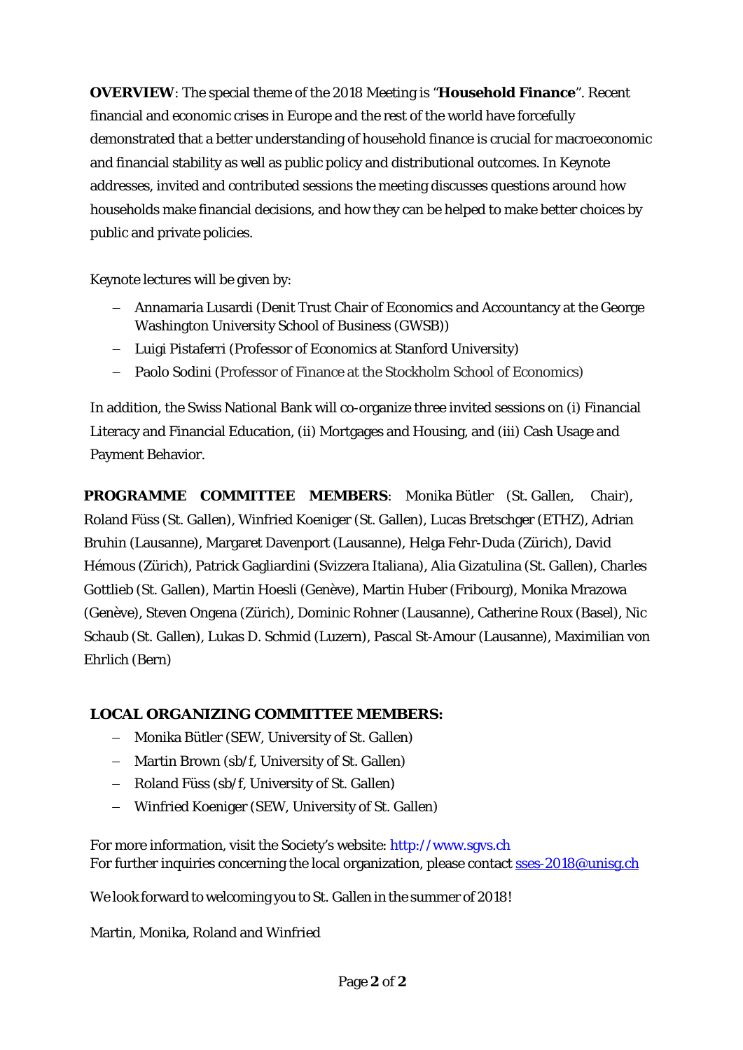**OVERVIEW**: The special theme of the 2018 Meeting is "**Household Finance**". Recent financial and economic crises in Europe and the rest of the world have forcefully demonstrated that a better understanding of household finance is crucial for macroeconomic and financial stability as well as public policy and distributional outcomes. In Keynote addresses, invited and contributed sessions the meeting discusses questions around how households make financial decisions, and how they can be helped to make better choices by public and private policies.

Keynote lectures will be given by:

- Annamaria Lusardi (Denit Trust Chair of Economics and Accountancy at the George Washington University School of Business (GWSB))
- Luigi Pistaferri (Professor of Economics at Stanford University)
- Paolo Sodini (Professor of Finance at the Stockholm School of Economics)

In addition, the Swiss National Bank will co-organize three invited sessions on (i) Financial Literacy and Financial Education, (ii) Mortgages and Housing, and (iii) Cash Usage and Payment Behavior.

**PROGRAMME COMMITTEE MEMBERS**: Monika Bütler (St. Gallen, Chair), Roland Füss (St. Gallen), Winfried Koeniger (St. Gallen), Lucas Bretschger (ETHZ), Adrian Bruhin (Lausanne), Margaret Davenport (Lausanne), Helga Fehr-Duda (Zürich), David Hémous (Zürich), Patrick Gagliardini (Svizzera Italiana), Alia Gizatulina (St. Gallen), Charles Gottlieb (St. Gallen), Martin Hoesli (Genève), Martin Huber (Fribourg), Monika Mrazowa (Genève), Steven Ongena (Zürich), Dominic Rohner (Lausanne), Catherine Roux (Basel), Nic Schaub (St. Gallen), Lukas D. Schmid (Luzern), Pascal St-Amour (Lausanne), Maximilian von Ehrlich (Bern)

**LOCAL ORGANIZING COMMITTEE MEMBERS:**

- Monika Bütler (SEW, University of St. Gallen)
- Martin Brown (sb/f, University of St. Gallen)
- Roland Füss (sb/f, University of St. Gallen)
- Winfried Koeniger (SEW, University of St. Gallen)

For more information, visit the Society's website: http://www.sgvs.ch
For further inquiries concerning the local organization, please contact sses-2018@unisg.ch

We look forward to welcoming you to St. Gallen in the summer of 2018!

Martin, Monika, Roland and Winfried